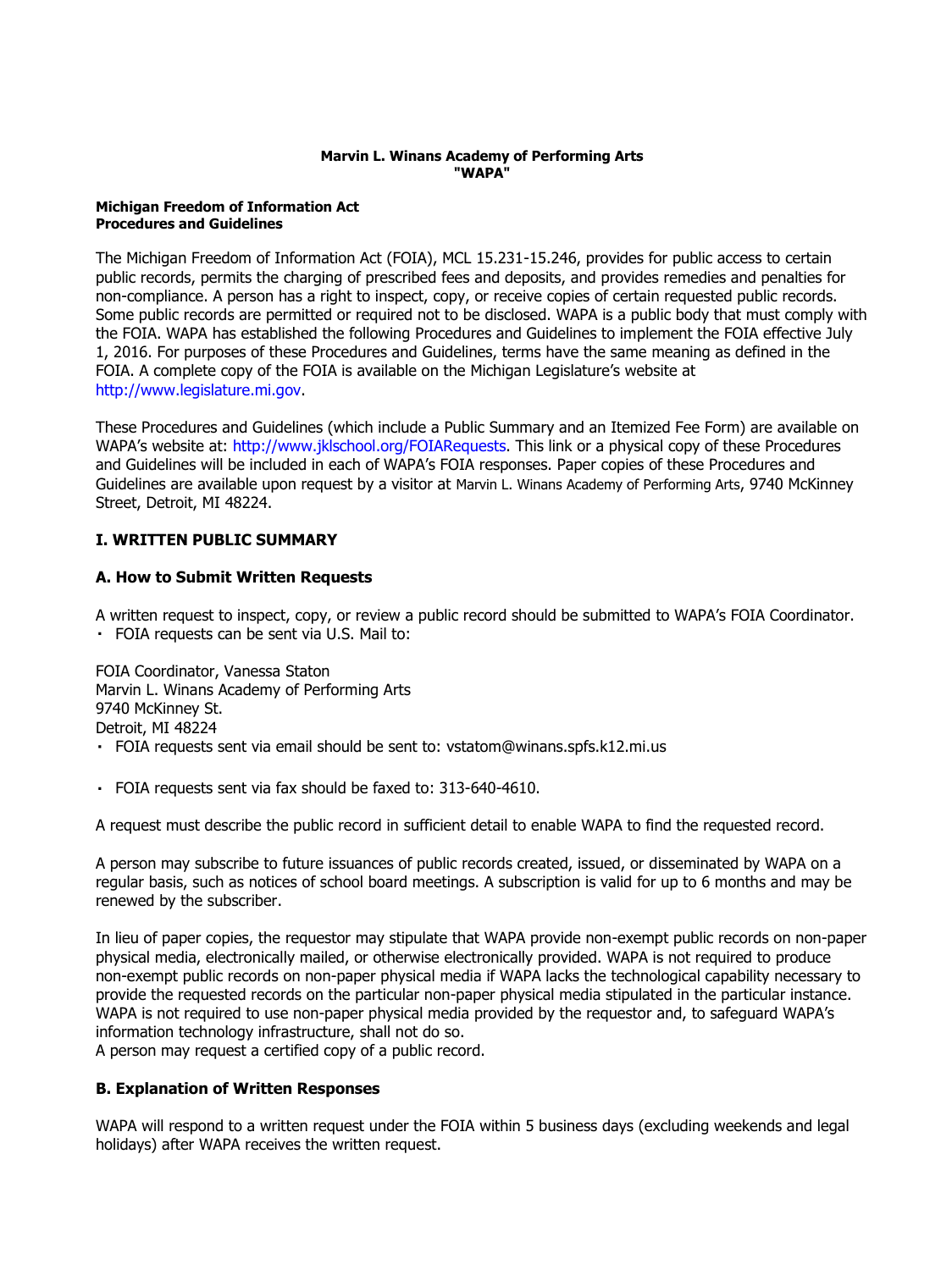**Marvin L. Winans Academy of Performing Arts**
**"WAPA"**

**Michigan Freedom of Information Act**
**Procedures and Guidelines**

The Michigan Freedom of Information Act (FOIA), MCL 15.231-15.246, provides for public access to certain public records, permits the charging of prescribed fees and deposits, and provides remedies and penalties for non-compliance. A person has a right to inspect, copy, or receive copies of certain requested public records. Some public records are permitted or required not to be disclosed. WAPA is a public body that must comply with the FOIA. WAPA has established the following Procedures and Guidelines to implement the FOIA effective July 1, 2016. For purposes of these Procedures and Guidelines, terms have the same meaning as defined in the FOIA. A complete copy of the FOIA is available on the Michigan Legislature's website at http://www.legislature.mi.gov.

These Procedures and Guidelines (which include a Public Summary and an Itemized Fee Form) are available on WAPA's website at: http://www.jklschool.org/FOIARequests. This link or a physical copy of these Procedures and Guidelines will be included in each of WAPA's FOIA responses. Paper copies of these Procedures and Guidelines are available upon request by a visitor at Marvin L. Winans Academy of Performing Arts, 9740 McKinney Street, Detroit, MI 48224.

## I. WRITTEN PUBLIC SUMMARY

### A. How to Submit Written Requests

A written request to inspect, copy, or review a public record should be submitted to WAPA's FOIA Coordinator.

- FOIA requests can be sent via U.S. Mail to:

FOIA Coordinator, Vanessa Staton
Marvin L. Winans Academy of Performing Arts
9740 McKinney St.
Detroit, MI 48224

- FOIA requests sent via email should be sent to: vstatom@winans.spfs.k12.mi.us
- FOIA requests sent via fax should be faxed to: 313-640-4610.

A request must describe the public record in sufficient detail to enable WAPA to find the requested record.

A person may subscribe to future issuances of public records created, issued, or disseminated by WAPA on a regular basis, such as notices of school board meetings. A subscription is valid for up to 6 months and may be renewed by the subscriber.

In lieu of paper copies, the requestor may stipulate that WAPA provide non-exempt public records on non-paper physical media, electronically mailed, or otherwise electronically provided. WAPA is not required to produce non-exempt public records on non-paper physical media if WAPA lacks the technological capability necessary to provide the requested records on the particular non-paper physical media stipulated in the particular instance. WAPA is not required to use non-paper physical media provided by the requestor and, to safeguard WAPA's information technology infrastructure, shall not do so.
A person may request a certified copy of a public record.

### B. Explanation of Written Responses

WAPA will respond to a written request under the FOIA within 5 business days (excluding weekends and legal holidays) after WAPA receives the written request.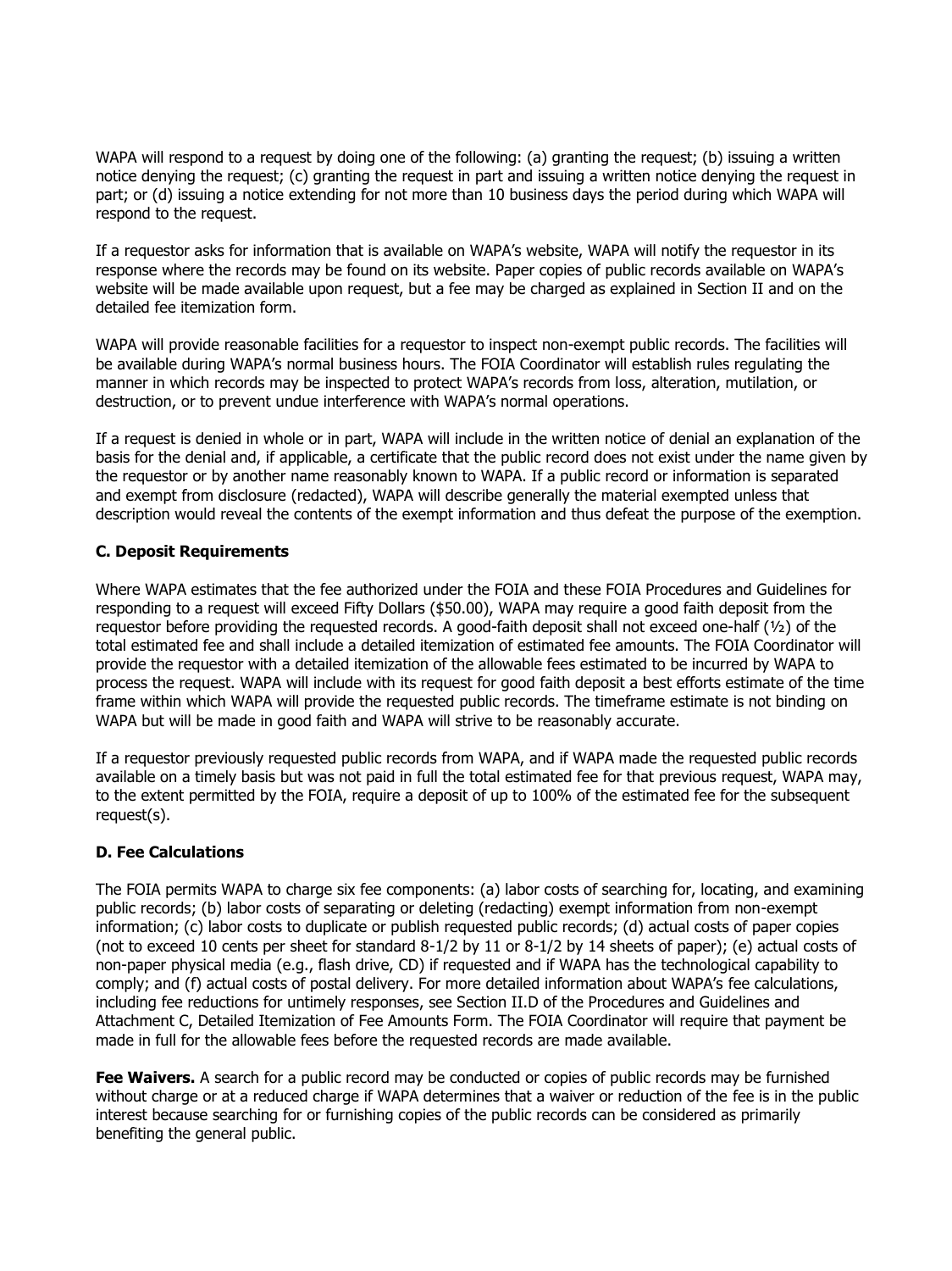WAPA will respond to a request by doing one of the following: (a) granting the request; (b) issuing a written notice denying the request; (c) granting the request in part and issuing a written notice denying the request in part; or (d) issuing a notice extending for not more than 10 business days the period during which WAPA will respond to the request.

If a requestor asks for information that is available on WAPA's website, WAPA will notify the requestor in its response where the records may be found on its website. Paper copies of public records available on WAPA's website will be made available upon request, but a fee may be charged as explained in Section II and on the detailed fee itemization form.

WAPA will provide reasonable facilities for a requestor to inspect non-exempt public records. The facilities will be available during WAPA's normal business hours. The FOIA Coordinator will establish rules regulating the manner in which records may be inspected to protect WAPA's records from loss, alteration, mutilation, or destruction, or to prevent undue interference with WAPA's normal operations.

If a request is denied in whole or in part, WAPA will include in the written notice of denial an explanation of the basis for the denial and, if applicable, a certificate that the public record does not exist under the name given by the requestor or by another name reasonably known to WAPA. If a public record or information is separated and exempt from disclosure (redacted), WAPA will describe generally the material exempted unless that description would reveal the contents of the exempt information and thus defeat the purpose of the exemption.

**C. Deposit Requirements**

Where WAPA estimates that the fee authorized under the FOIA and these FOIA Procedures and Guidelines for responding to a request will exceed Fifty Dollars ($50.00), WAPA may require a good faith deposit from the requestor before providing the requested records. A good-faith deposit shall not exceed one-half (½) of the total estimated fee and shall include a detailed itemization of estimated fee amounts. The FOIA Coordinator will provide the requestor with a detailed itemization of the allowable fees estimated to be incurred by WAPA to process the request. WAPA will include with its request for good faith deposit a best efforts estimate of the time frame within which WAPA will provide the requested public records. The timeframe estimate is not binding on WAPA but will be made in good faith and WAPA will strive to be reasonably accurate.

If a requestor previously requested public records from WAPA, and if WAPA made the requested public records available on a timely basis but was not paid in full the total estimated fee for that previous request, WAPA may, to the extent permitted by the FOIA, require a deposit of up to 100% of the estimated fee for the subsequent request(s).

**D. Fee Calculations**

The FOIA permits WAPA to charge six fee components: (a) labor costs of searching for, locating, and examining public records; (b) labor costs of separating or deleting (redacting) exempt information from non-exempt information; (c) labor costs to duplicate or publish requested public records; (d) actual costs of paper copies (not to exceed 10 cents per sheet for standard 8-1/2 by 11 or 8-1/2 by 14 sheets of paper); (e) actual costs of non-paper physical media (e.g., flash drive, CD) if requested and if WAPA has the technological capability to comply; and (f) actual costs of postal delivery. For more detailed information about WAPA's fee calculations, including fee reductions for untimely responses, see Section II.D of the Procedures and Guidelines and Attachment C, Detailed Itemization of Fee Amounts Form. The FOIA Coordinator will require that payment be made in full for the allowable fees before the requested records are made available.

**Fee Waivers.** A search for a public record may be conducted or copies of public records may be furnished without charge or at a reduced charge if WAPA determines that a waiver or reduction of the fee is in the public interest because searching for or furnishing copies of the public records can be considered as primarily benefiting the general public.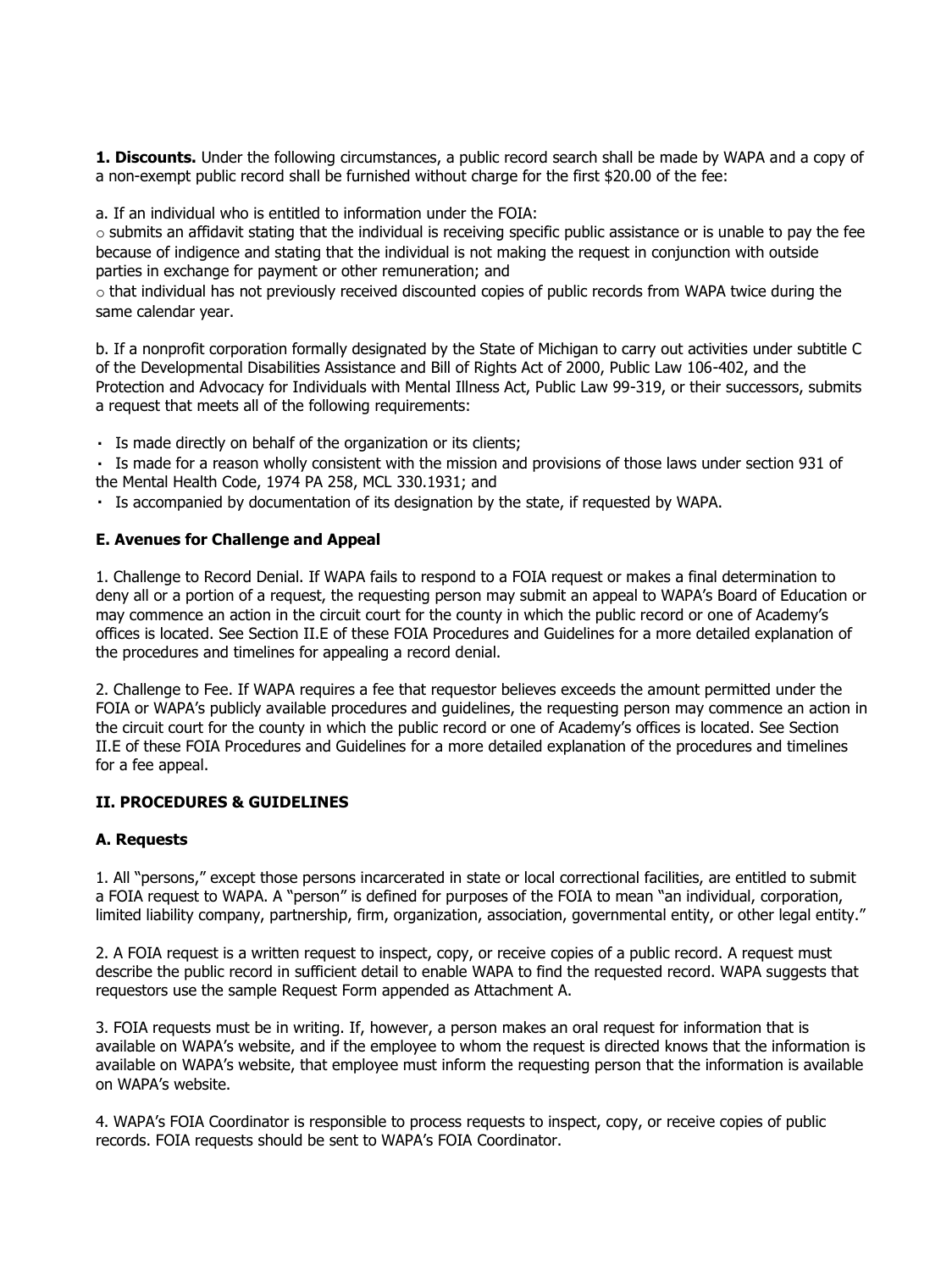**1. Discounts.** Under the following circumstances, a public record search shall be made by WAPA and a copy of a non-exempt public record shall be furnished without charge for the first $20.00 of the fee:

a. If an individual who is entitled to information under the FOIA:

- submits an affidavit stating that the individual is receiving specific public assistance or is unable to pay the fee because of indigence and stating that the individual is not making the request in conjunction with outside parties in exchange for payment or other remuneration; and
- that individual has not previously received discounted copies of public records from WAPA twice during the same calendar year.

b. If a nonprofit corporation formally designated by the State of Michigan to carry out activities under subtitle C of the Developmental Disabilities Assistance and Bill of Rights Act of 2000, Public Law 106-402, and the Protection and Advocacy for Individuals with Mental Illness Act, Public Law 99-319, or their successors, submits a request that meets all of the following requirements:

- Is made directly on behalf of the organization or its clients;
- Is made for a reason wholly consistent with the mission and provisions of those laws under section 931 of the Mental Health Code, 1974 PA 258, MCL 330.1931; and
- Is accompanied by documentation of its designation by the state, if requested by WAPA.

### E. Avenues for Challenge and Appeal

1. Challenge to Record Denial. If WAPA fails to respond to a FOIA request or makes a final determination to deny all or a portion of a request, the requesting person may submit an appeal to WAPA's Board of Education or may commence an action in the circuit court for the county in which the public record or one of Academy's offices is located. See Section II.E of these FOIA Procedures and Guidelines for a more detailed explanation of the procedures and timelines for appealing a record denial.

2. Challenge to Fee. If WAPA requires a fee that requestor believes exceeds the amount permitted under the FOIA or WAPA's publicly available procedures and guidelines, the requesting person may commence an action in the circuit court for the county in which the public record or one of Academy's offices is located. See Section II.E of these FOIA Procedures and Guidelines for a more detailed explanation of the procedures and timelines for a fee appeal.

## II. PROCEDURES & GUIDELINES

### A. Requests

1. All "persons," except those persons incarcerated in state or local correctional facilities, are entitled to submit a FOIA request to WAPA. A "person" is defined for purposes of the FOIA to mean "an individual, corporation, limited liability company, partnership, firm, organization, association, governmental entity, or other legal entity."

2. A FOIA request is a written request to inspect, copy, or receive copies of a public record. A request must describe the public record in sufficient detail to enable WAPA to find the requested record. WAPA suggests that requestors use the sample Request Form appended as Attachment A.

3. FOIA requests must be in writing. If, however, a person makes an oral request for information that is available on WAPA's website, and if the employee to whom the request is directed knows that the information is available on WAPA's website, that employee must inform the requesting person that the information is available on WAPA's website.

4. WAPA's FOIA Coordinator is responsible to process requests to inspect, copy, or receive copies of public records. FOIA requests should be sent to WAPA's FOIA Coordinator.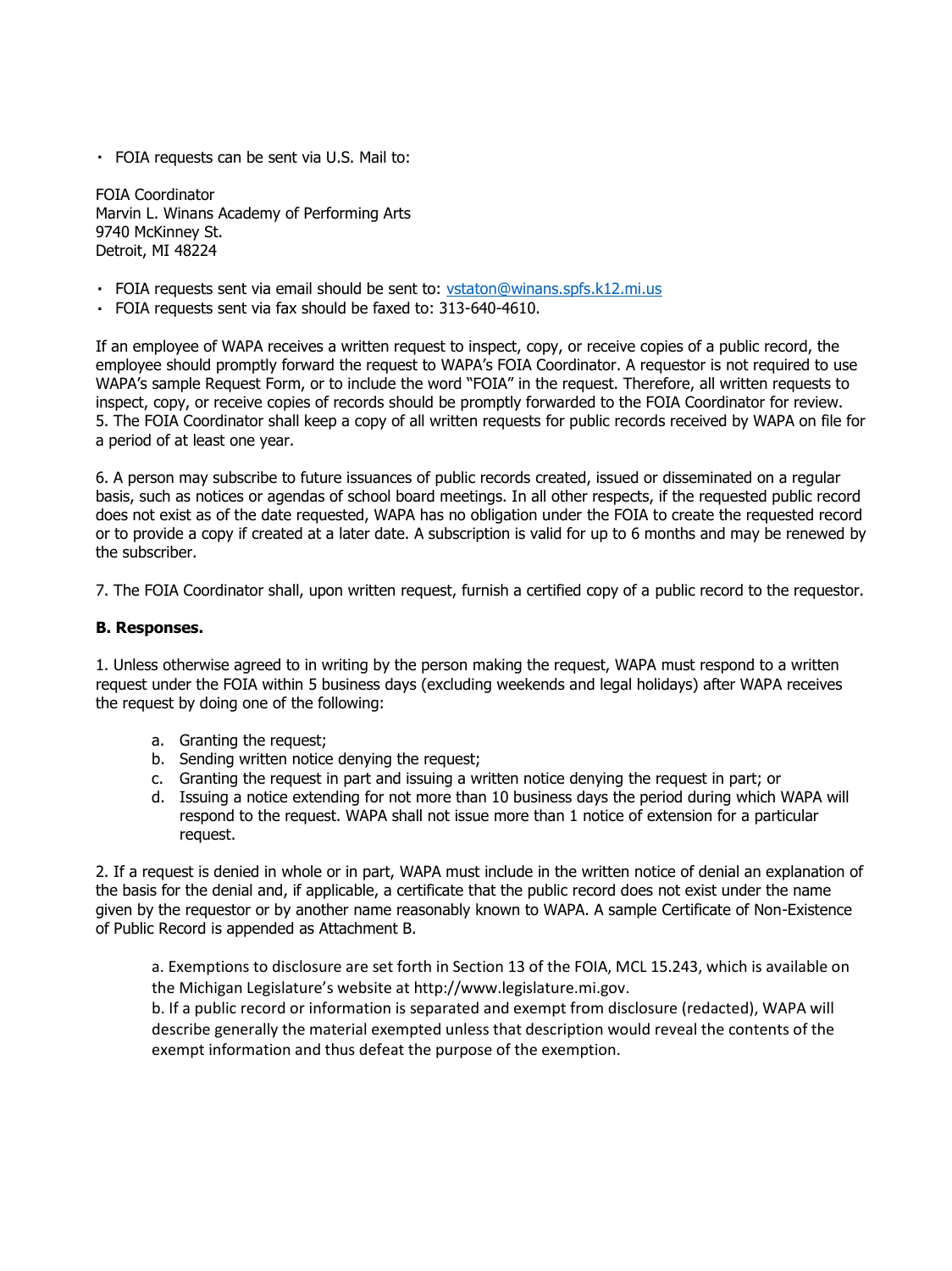- FOIA requests can be sent via U.S. Mail to:

FOIA Coordinator
Marvin L. Winans Academy of Performing Arts
9740 McKinney St.
Detroit, MI 48224

- FOIA requests sent via email should be sent to: vstaton@winans.spfs.k12.mi.us
- FOIA requests sent via fax should be faxed to: 313-640-4610.

If an employee of WAPA receives a written request to inspect, copy, or receive copies of a public record, the employee should promptly forward the request to WAPA's FOIA Coordinator. A requestor is not required to use WAPA's sample Request Form, or to include the word "FOIA" in the request. Therefore, all written requests to inspect, copy, or receive copies of records should be promptly forwarded to the FOIA Coordinator for review.

5. The FOIA Coordinator shall keep a copy of all written requests for public records received by WAPA on file for a period of at least one year.

6. A person may subscribe to future issuances of public records created, issued or disseminated on a regular basis, such as notices or agendas of school board meetings. In all other respects, if the requested public record does not exist as of the date requested, WAPA has no obligation under the FOIA to create the requested record or to provide a copy if created at a later date. A subscription is valid for up to 6 months and may be renewed by the subscriber.

7. The FOIA Coordinator shall, upon written request, furnish a certified copy of a public record to the requestor.

**B. Responses.**

1. Unless otherwise agreed to in writing by the person making the request, WAPA must respond to a written request under the FOIA within 5 business days (excluding weekends and legal holidays) after WAPA receives the request by doing one of the following:

   a. Granting the request;
   b. Sending written notice denying the request;
   c. Granting the request in part and issuing a written notice denying the request in part; or
   d. Issuing a notice extending for not more than 10 business days the period during which WAPA will respond to the request. WAPA shall not issue more than 1 notice of extension for a particular request.

2. If a request is denied in whole or in part, WAPA must include in the written notice of denial an explanation of the basis for the denial and, if applicable, a certificate that the public record does not exist under the name given by the requestor or by another name reasonably known to WAPA. A sample Certificate of Non-Existence of Public Record is appended as Attachment B.

   a. Exemptions to disclosure are set forth in Section 13 of the FOIA, MCL 15.243, which is available on the Michigan Legislature's website at http://www.legislature.mi.gov.
   b. If a public record or information is separated and exempt from disclosure (redacted), WAPA will describe generally the material exempted unless that description would reveal the contents of the exempt information and thus defeat the purpose of the exemption.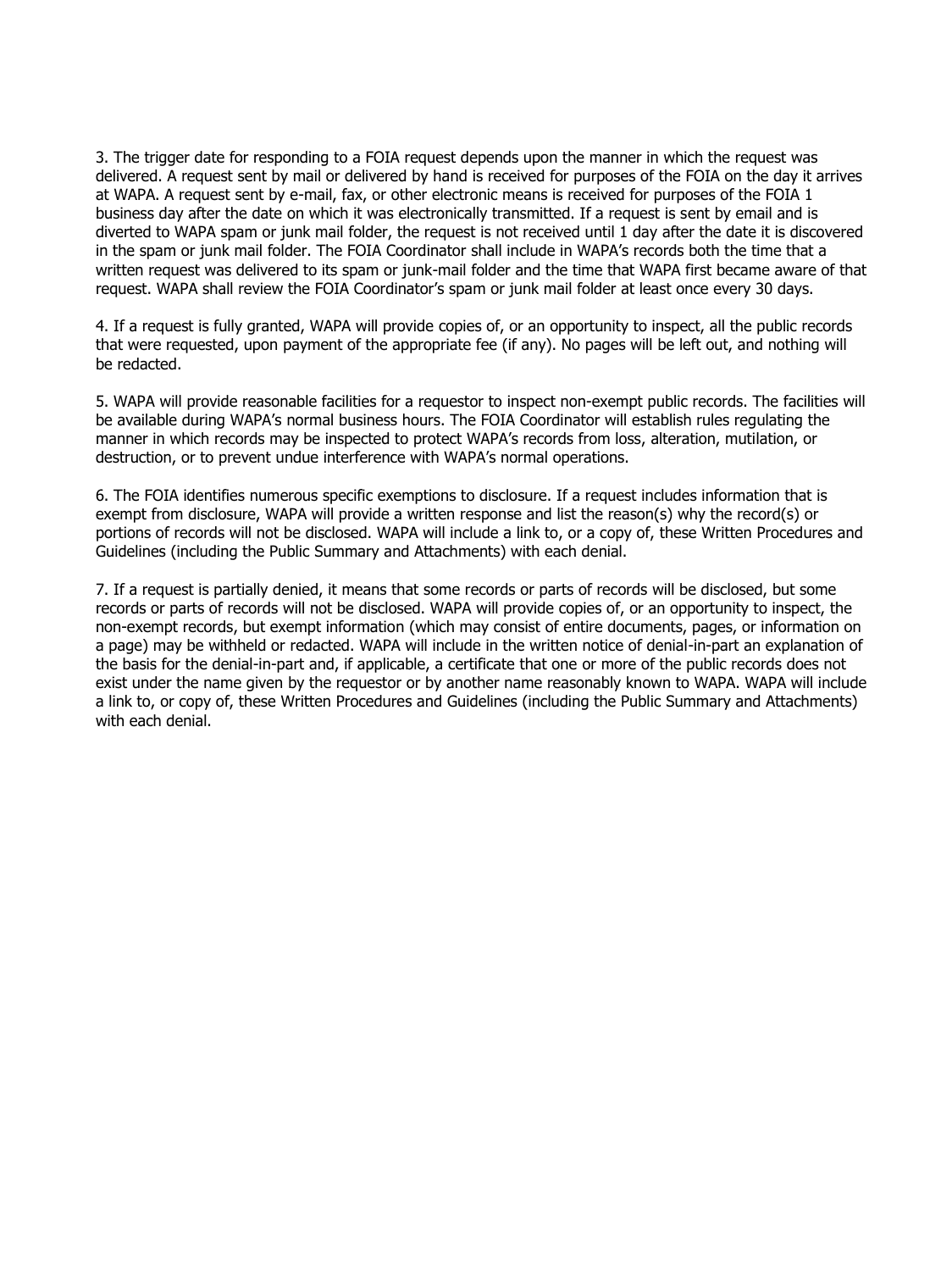3. The trigger date for responding to a FOIA request depends upon the manner in which the request was delivered. A request sent by mail or delivered by hand is received for purposes of the FOIA on the day it arrives at WAPA. A request sent by e-mail, fax, or other electronic means is received for purposes of the FOIA 1 business day after the date on which it was electronically transmitted. If a request is sent by email and is diverted to WAPA spam or junk mail folder, the request is not received until 1 day after the date it is discovered in the spam or junk mail folder. The FOIA Coordinator shall include in WAPA's records both the time that a written request was delivered to its spam or junk-mail folder and the time that WAPA first became aware of that request. WAPA shall review the FOIA Coordinator's spam or junk mail folder at least once every 30 days.

4. If a request is fully granted, WAPA will provide copies of, or an opportunity to inspect, all the public records that were requested, upon payment of the appropriate fee (if any). No pages will be left out, and nothing will be redacted.

5. WAPA will provide reasonable facilities for a requestor to inspect non-exempt public records. The facilities will be available during WAPA's normal business hours. The FOIA Coordinator will establish rules regulating the manner in which records may be inspected to protect WAPA's records from loss, alteration, mutilation, or destruction, or to prevent undue interference with WAPA's normal operations.

6. The FOIA identifies numerous specific exemptions to disclosure. If a request includes information that is exempt from disclosure, WAPA will provide a written response and list the reason(s) why the record(s) or portions of records will not be disclosed. WAPA will include a link to, or a copy of, these Written Procedures and Guidelines (including the Public Summary and Attachments) with each denial.

7. If a request is partially denied, it means that some records or parts of records will be disclosed, but some records or parts of records will not be disclosed. WAPA will provide copies of, or an opportunity to inspect, the non-exempt records, but exempt information (which may consist of entire documents, pages, or information on a page) may be withheld or redacted. WAPA will include in the written notice of denial-in-part an explanation of the basis for the denial-in-part and, if applicable, a certificate that one or more of the public records does not exist under the name given by the requestor or by another name reasonably known to WAPA. WAPA will include a link to, or copy of, these Written Procedures and Guidelines (including the Public Summary and Attachments) with each denial.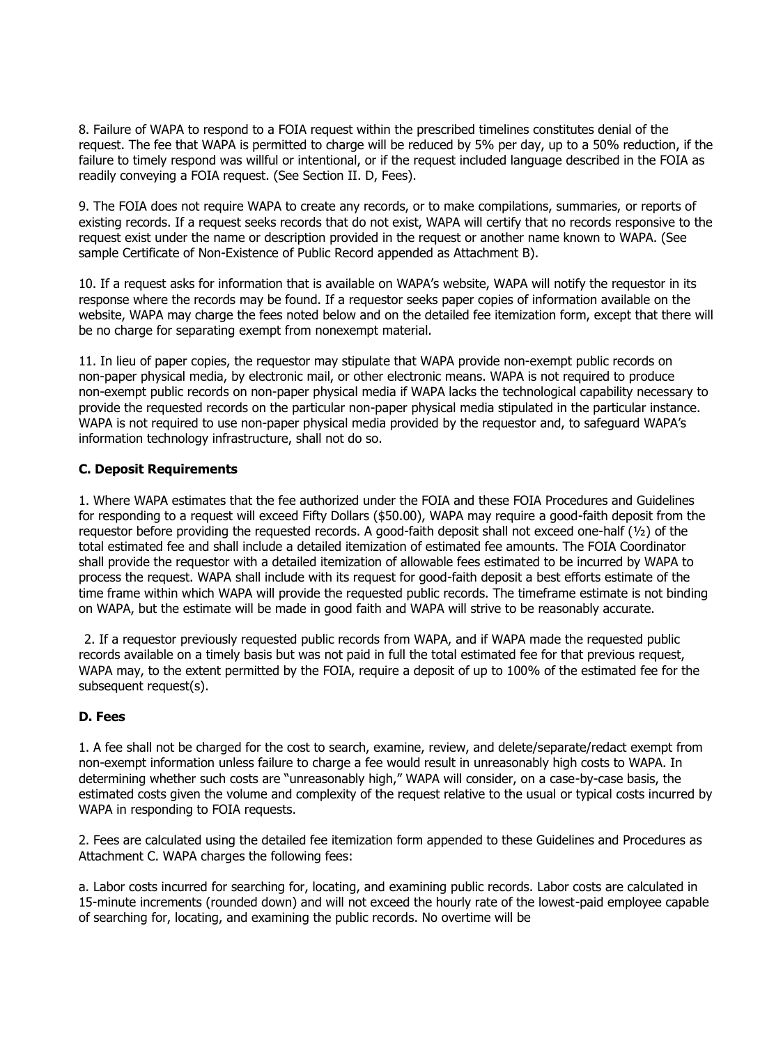8. Failure of WAPA to respond to a FOIA request within the prescribed timelines constitutes denial of the request. The fee that WAPA is permitted to charge will be reduced by 5% per day, up to a 50% reduction, if the failure to timely respond was willful or intentional, or if the request included language described in the FOIA as readily conveying a FOIA request. (See Section II. D, Fees).

9. The FOIA does not require WAPA to create any records, or to make compilations, summaries, or reports of existing records. If a request seeks records that do not exist, WAPA will certify that no records responsive to the request exist under the name or description provided in the request or another name known to WAPA. (See sample Certificate of Non-Existence of Public Record appended as Attachment B).

10. If a request asks for information that is available on WAPA's website, WAPA will notify the requestor in its response where the records may be found. If a requestor seeks paper copies of information available on the website, WAPA may charge the fees noted below and on the detailed fee itemization form, except that there will be no charge for separating exempt from nonexempt material.

11. In lieu of paper copies, the requestor may stipulate that WAPA provide non-exempt public records on non-paper physical media, by electronic mail, or other electronic means. WAPA is not required to produce non-exempt public records on non-paper physical media if WAPA lacks the technological capability necessary to provide the requested records on the particular non-paper physical media stipulated in the particular instance. WAPA is not required to use non-paper physical media provided by the requestor and, to safeguard WAPA's information technology infrastructure, shall not do so.

### C. Deposit Requirements

1. Where WAPA estimates that the fee authorized under the FOIA and these FOIA Procedures and Guidelines for responding to a request will exceed Fifty Dollars ($50.00), WAPA may require a good-faith deposit from the requestor before providing the requested records. A good-faith deposit shall not exceed one-half (½) of the total estimated fee and shall include a detailed itemization of estimated fee amounts. The FOIA Coordinator shall provide the requestor with a detailed itemization of allowable fees estimated to be incurred by WAPA to process the request. WAPA shall include with its request for good-faith deposit a best efforts estimate of the time frame within which WAPA will provide the requested public records. The timeframe estimate is not binding on WAPA, but the estimate will be made in good faith and WAPA will strive to be reasonably accurate.

2. If a requestor previously requested public records from WAPA, and if WAPA made the requested public records available on a timely basis but was not paid in full the total estimated fee for that previous request, WAPA may, to the extent permitted by the FOIA, require a deposit of up to 100% of the estimated fee for the subsequent request(s).

### D. Fees

1. A fee shall not be charged for the cost to search, examine, review, and delete/separate/redact exempt from non-exempt information unless failure to charge a fee would result in unreasonably high costs to WAPA. In determining whether such costs are "unreasonably high," WAPA will consider, on a case-by-case basis, the estimated costs given the volume and complexity of the request relative to the usual or typical costs incurred by WAPA in responding to FOIA requests.

2. Fees are calculated using the detailed fee itemization form appended to these Guidelines and Procedures as Attachment C. WAPA charges the following fees:

a. Labor costs incurred for searching for, locating, and examining public records. Labor costs are calculated in 15-minute increments (rounded down) and will not exceed the hourly rate of the lowest-paid employee capable of searching for, locating, and examining the public records. No overtime will be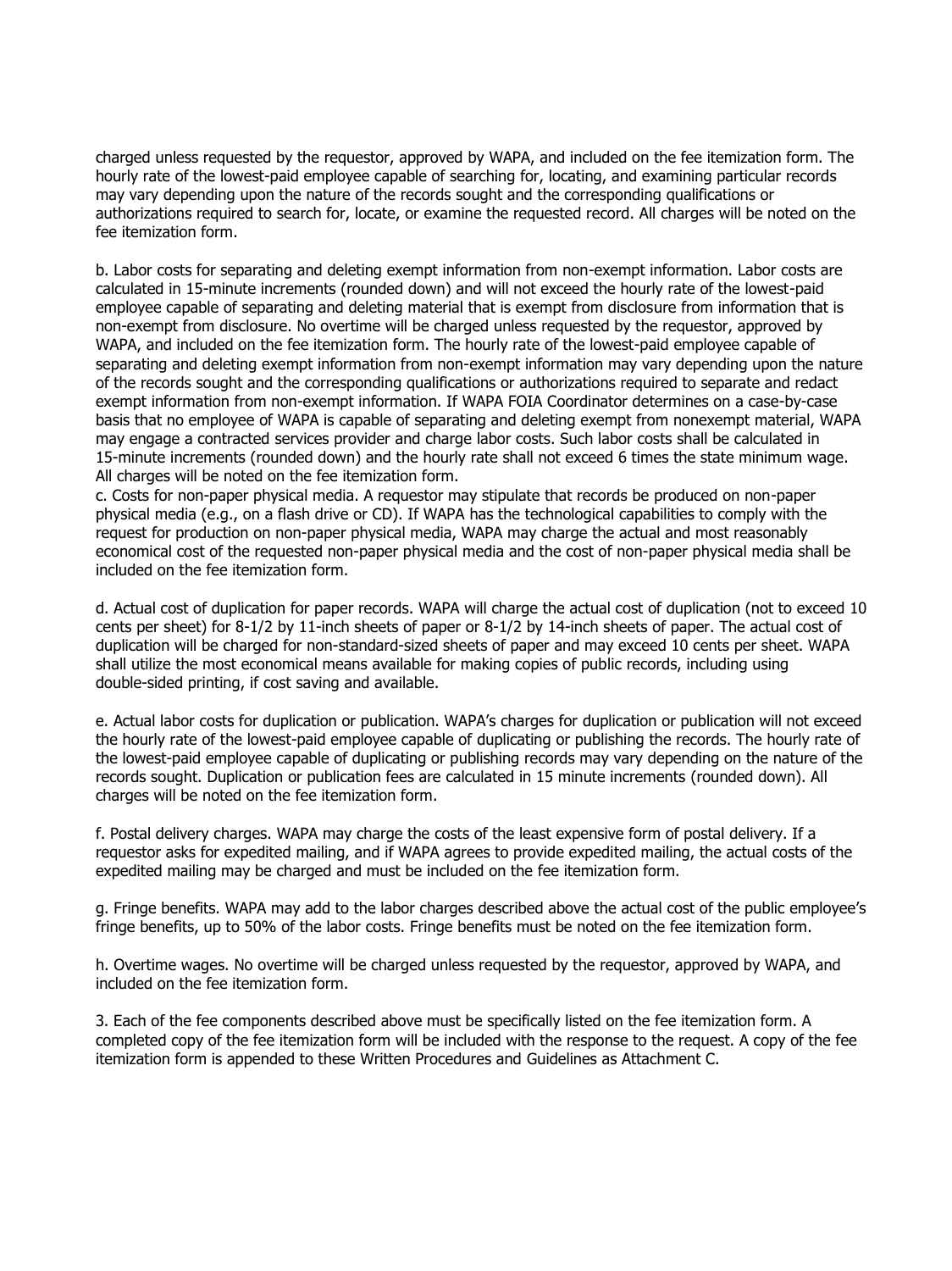charged unless requested by the requestor, approved by WAPA, and included on the fee itemization form. The hourly rate of the lowest-paid employee capable of searching for, locating, and examining particular records may vary depending upon the nature of the records sought and the corresponding qualifications or authorizations required to search for, locate, or examine the requested record. All charges will be noted on the fee itemization form.

b. Labor costs for separating and deleting exempt information from non-exempt information. Labor costs are calculated in 15-minute increments (rounded down) and will not exceed the hourly rate of the lowest-paid employee capable of separating and deleting material that is exempt from disclosure from information that is non-exempt from disclosure. No overtime will be charged unless requested by the requestor, approved by WAPA, and included on the fee itemization form. The hourly rate of the lowest-paid employee capable of separating and deleting exempt information from non-exempt information may vary depending upon the nature of the records sought and the corresponding qualifications or authorizations required to separate and redact exempt information from non-exempt information. If WAPA FOIA Coordinator determines on a case-by-case basis that no employee of WAPA is capable of separating and deleting exempt from nonexempt material, WAPA may engage a contracted services provider and charge labor costs. Such labor costs shall be calculated in 15-minute increments (rounded down) and the hourly rate shall not exceed 6 times the state minimum wage. All charges will be noted on the fee itemization form.

c. Costs for non-paper physical media. A requestor may stipulate that records be produced on non-paper physical media (e.g., on a flash drive or CD). If WAPA has the technological capabilities to comply with the request for production on non-paper physical media, WAPA may charge the actual and most reasonably economical cost of the requested non-paper physical media and the cost of non-paper physical media shall be included on the fee itemization form.

d. Actual cost of duplication for paper records. WAPA will charge the actual cost of duplication (not to exceed 10 cents per sheet) for 8-1/2 by 11-inch sheets of paper or 8-1/2 by 14-inch sheets of paper. The actual cost of duplication will be charged for non-standard-sized sheets of paper and may exceed 10 cents per sheet. WAPA shall utilize the most economical means available for making copies of public records, including using double-sided printing, if cost saving and available.

e. Actual labor costs for duplication or publication. WAPA's charges for duplication or publication will not exceed the hourly rate of the lowest-paid employee capable of duplicating or publishing the records. The hourly rate of the lowest-paid employee capable of duplicating or publishing records may vary depending on the nature of the records sought. Duplication or publication fees are calculated in 15 minute increments (rounded down). All charges will be noted on the fee itemization form.

f. Postal delivery charges. WAPA may charge the costs of the least expensive form of postal delivery. If a requestor asks for expedited mailing, and if WAPA agrees to provide expedited mailing, the actual costs of the expedited mailing may be charged and must be included on the fee itemization form.

g. Fringe benefits. WAPA may add to the labor charges described above the actual cost of the public employee's fringe benefits, up to 50% of the labor costs. Fringe benefits must be noted on the fee itemization form.

h. Overtime wages. No overtime will be charged unless requested by the requestor, approved by WAPA, and included on the fee itemization form.

3. Each of the fee components described above must be specifically listed on the fee itemization form. A completed copy of the fee itemization form will be included with the response to the request. A copy of the fee itemization form is appended to these Written Procedures and Guidelines as Attachment C.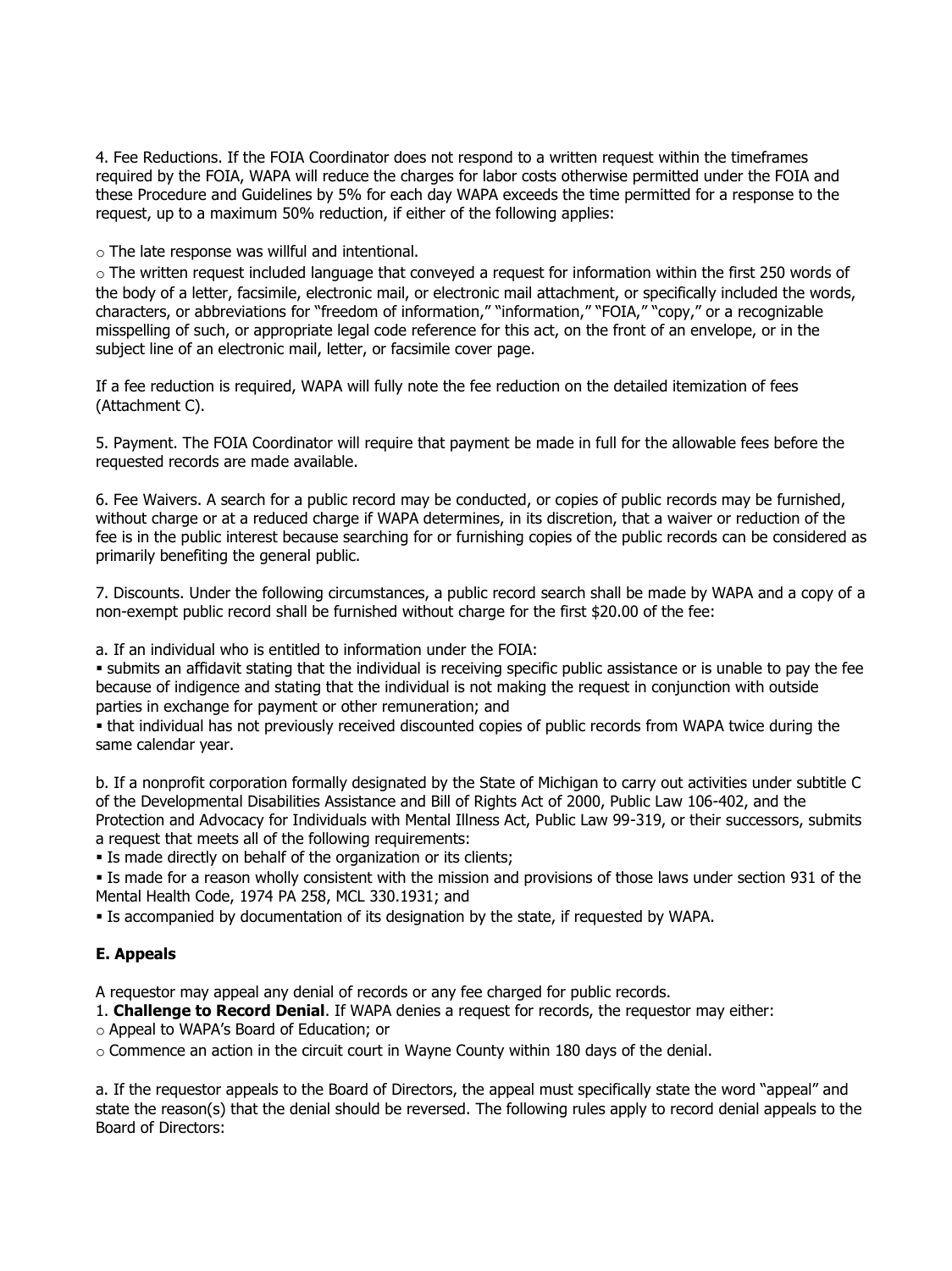4. Fee Reductions. If the FOIA Coordinator does not respond to a written request within the timeframes required by the FOIA, WAPA will reduce the charges for labor costs otherwise permitted under the FOIA and these Procedure and Guidelines by 5% for each day WAPA exceeds the time permitted for a response to the request, up to a maximum 50% reduction, if either of the following applies:

- The late response was willful and intentional.
- The written request included language that conveyed a request for information within the first 250 words of the body of a letter, facsimile, electronic mail, or electronic mail attachment, or specifically included the words, characters, or abbreviations for "freedom of information," "information," "FOIA," "copy," or a recognizable misspelling of such, or appropriate legal code reference for this act, on the front of an envelope, or in the subject line of an electronic mail, letter, or facsimile cover page.

If a fee reduction is required, WAPA will fully note the fee reduction on the detailed itemization of fees (Attachment C).

5. Payment. The FOIA Coordinator will require that payment be made in full for the allowable fees before the requested records are made available.

6. Fee Waivers. A search for a public record may be conducted, or copies of public records may be furnished, without charge or at a reduced charge if WAPA determines, in its discretion, that a waiver or reduction of the fee is in the public interest because searching for or furnishing copies of the public records can be considered as primarily benefiting the general public.

7. Discounts. Under the following circumstances, a public record search shall be made by WAPA and a copy of a non-exempt public record shall be furnished without charge for the first $20.00 of the fee:

a. If an individual who is entitled to information under the FOIA:

- submits an affidavit stating that the individual is receiving specific public assistance or is unable to pay the fee because of indigence and stating that the individual is not making the request in conjunction with outside parties in exchange for payment or other remuneration; and
- that individual has not previously received discounted copies of public records from WAPA twice during the same calendar year.

b. If a nonprofit corporation formally designated by the State of Michigan to carry out activities under subtitle C of the Developmental Disabilities Assistance and Bill of Rights Act of 2000, Public Law 106-402, and the Protection and Advocacy for Individuals with Mental Illness Act, Public Law 99-319, or their successors, submits a request that meets all of the following requirements:

- Is made directly on behalf of the organization or its clients;
- Is made for a reason wholly consistent with the mission and provisions of those laws under section 931 of the Mental Health Code, 1974 PA 258, MCL 330.1931; and
- Is accompanied by documentation of its designation by the state, if requested by WAPA.

**E. Appeals**

A requestor may appeal any denial of records or any fee charged for public records.

1. **Challenge to Record Denial**. If WAPA denies a request for records, the requestor may either:

- Appeal to WAPA's Board of Education; or
- Commence an action in the circuit court in Wayne County within 180 days of the denial.

a. If the requestor appeals to the Board of Directors, the appeal must specifically state the word "appeal" and state the reason(s) that the denial should be reversed. The following rules apply to record denial appeals to the Board of Directors: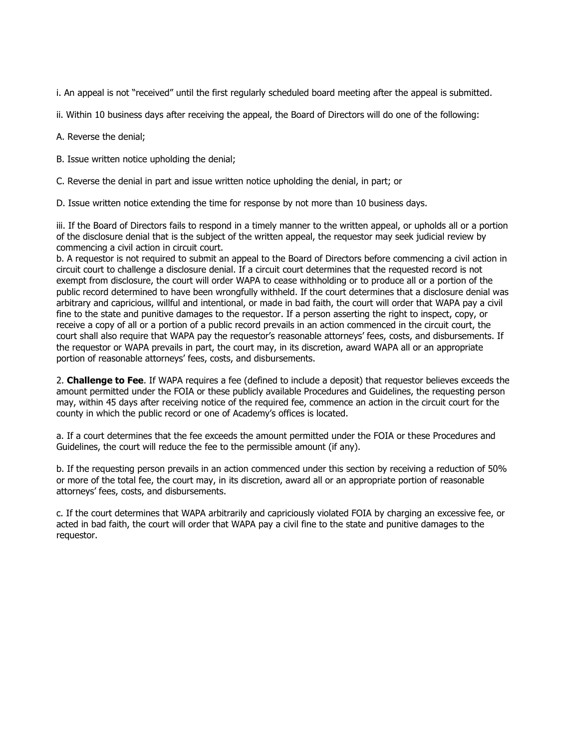i. An appeal is not "received" until the first regularly scheduled board meeting after the appeal is submitted.

ii. Within 10 business days after receiving the appeal, the Board of Directors will do one of the following:

A. Reverse the denial;

B. Issue written notice upholding the denial;

C. Reverse the denial in part and issue written notice upholding the denial, in part; or

D. Issue written notice extending the time for response by not more than 10 business days.

iii. If the Board of Directors fails to respond in a timely manner to the written appeal, or upholds all or a portion of the disclosure denial that is the subject of the written appeal, the requestor may seek judicial review by commencing a civil action in circuit court.

b. A requestor is not required to submit an appeal to the Board of Directors before commencing a civil action in circuit court to challenge a disclosure denial. If a circuit court determines that the requested record is not exempt from disclosure, the court will order WAPA to cease withholding or to produce all or a portion of the public record determined to have been wrongfully withheld. If the court determines that a disclosure denial was arbitrary and capricious, willful and intentional, or made in bad faith, the court will order that WAPA pay a civil fine to the state and punitive damages to the requestor. If a person asserting the right to inspect, copy, or receive a copy of all or a portion of a public record prevails in an action commenced in the circuit court, the court shall also require that WAPA pay the requestor's reasonable attorneys' fees, costs, and disbursements. If the requestor or WAPA prevails in part, the court may, in its discretion, award WAPA all or an appropriate portion of reasonable attorneys' fees, costs, and disbursements.

2. **Challenge to Fee**. If WAPA requires a fee (defined to include a deposit) that requestor believes exceeds the amount permitted under the FOIA or these publicly available Procedures and Guidelines, the requesting person may, within 45 days after receiving notice of the required fee, commence an action in the circuit court for the county in which the public record or one of Academy's offices is located.

a. If a court determines that the fee exceeds the amount permitted under the FOIA or these Procedures and Guidelines, the court will reduce the fee to the permissible amount (if any).

b. If the requesting person prevails in an action commenced under this section by receiving a reduction of 50% or more of the total fee, the court may, in its discretion, award all or an appropriate portion of reasonable attorneys' fees, costs, and disbursements.

c. If the court determines that WAPA arbitrarily and capriciously violated FOIA by charging an excessive fee, or acted in bad faith, the court will order that WAPA pay a civil fine to the state and punitive damages to the requestor.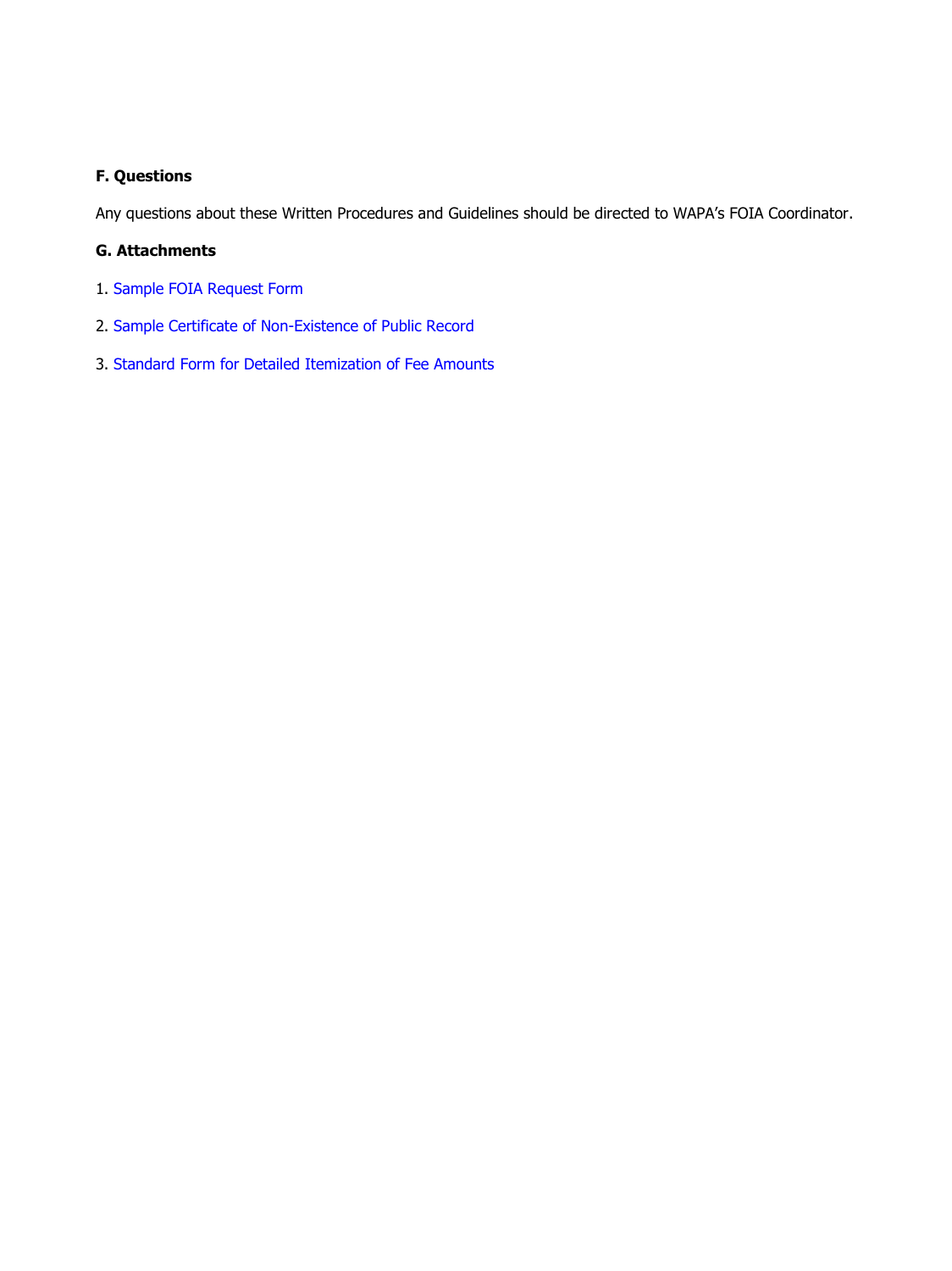**F. Questions**

Any questions about these Written Procedures and Guidelines should be directed to WAPA's FOIA Coordinator.

**G. Attachments**

1. Sample FOIA Request Form

2. Sample Certificate of Non-Existence of Public Record

3. Standard Form for Detailed Itemization of Fee Amounts